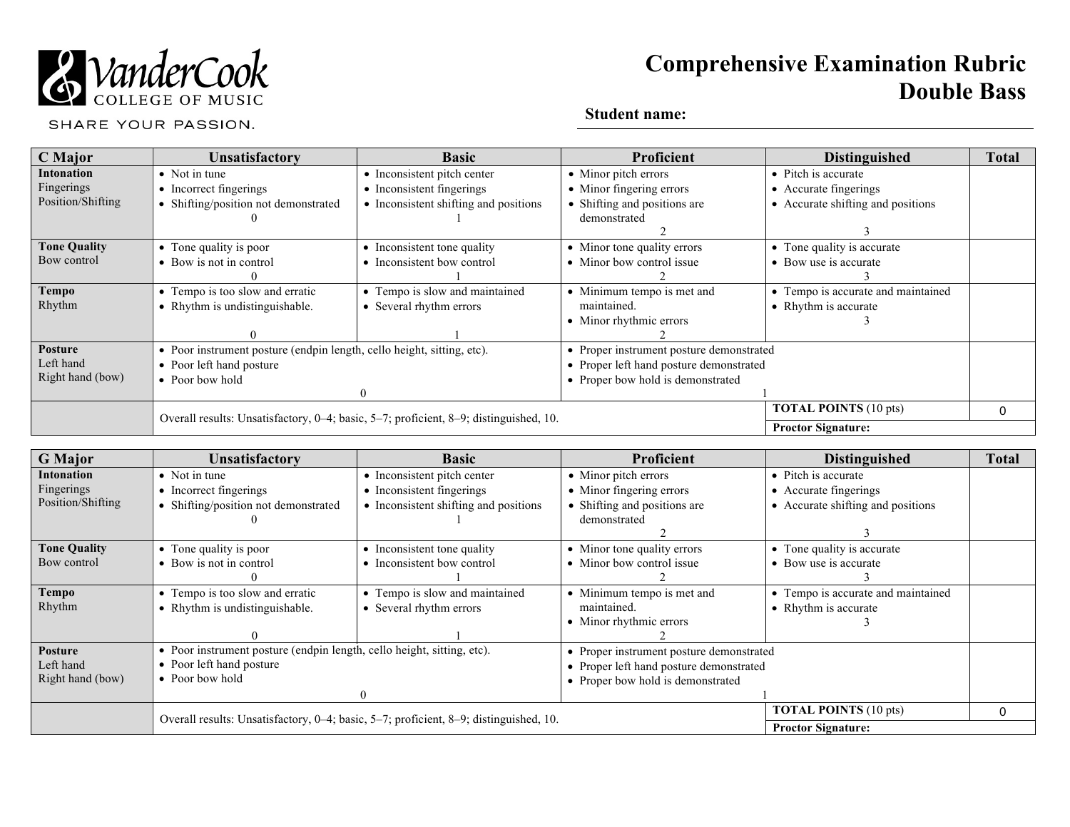VanderCook COLLEGE OF MUSIC

SHARE YOUR PASSION.

# Comprehensive Examination Rubric
# Double Bass

**Student name:**

| C Major | Unsatisfactory | Basic | Proficient | Distinguished | Total |
|---|---|---|---|---|---|
| **Intonation** Fingerings Position/Shifting | • Not in tune • Incorrect fingerings • Shifting/position not demonstrated 0 | • Inconsistent pitch center • Inconsistent fingerings • Inconsistent shifting and positions 1 | • Minor pitch errors • Minor fingering errors • Shifting and positions are demonstrated 2 | • Pitch is accurate • Accurate fingerings • Accurate shifting and positions 3 | |
| **Tone Quality** Bow control | • Tone quality is poor • Bow is not in control 0 | • Inconsistent tone quality • Inconsistent bow control 1 | • Minor tone quality errors • Minor bow control issue 2 | • Tone quality is accurate • Bow use is accurate 3 | |
| **Tempo** Rhythm | • Tempo is too slow and erratic • Rhythm is undistinguishable. 0 | • Tempo is slow and maintained • Several rhythm errors 1 | • Minimum tempo is met and maintained. • Minor rhythmic errors 2 | • Tempo is accurate and maintained • Rhythm is accurate 3 | |
| **Posture** Left hand Right hand (bow) | • Poor instrument posture (endpin length, cello height, sitting, etc). • Poor left hand posture • Poor bow hold 0 | | • Proper instrument posture demonstrated • Proper left hand posture demonstrated • Proper bow hold is demonstrated 1 | | |
| | Overall results: Unsatisfactory, 0–4; basic, 5–7; proficient, 8–9; distinguished, 10. | | | **TOTAL POINTS** (10 pts) | 0 |
| | | | | **Proctor Signature:** | |

| G Major | Unsatisfactory | Basic | Proficient | Distinguished | Total |
|---|---|---|---|---|---|
| **Intonation** Fingerings Position/Shifting | • Not in tune • Incorrect fingerings • Shifting/position not demonstrated 0 | • Inconsistent pitch center • Inconsistent fingerings • Inconsistent shifting and positions 1 | • Minor pitch errors • Minor fingering errors • Shifting and positions are demonstrated 2 | • Pitch is accurate • Accurate fingerings • Accurate shifting and positions 3 | |
| **Tone Quality** Bow control | • Tone quality is poor • Bow is not in control 0 | • Inconsistent tone quality • Inconsistent bow control 1 | • Minor tone quality errors • Minor bow control issue 2 | • Tone quality is accurate • Bow use is accurate 3 | |
| **Tempo** Rhythm | • Tempo is too slow and erratic • Rhythm is undistinguishable. 0 | • Tempo is slow and maintained • Several rhythm errors 1 | • Minimum tempo is met and maintained. • Minor rhythmic errors 2 | • Tempo is accurate and maintained • Rhythm is accurate 3 | |
| **Posture** Left hand Right hand (bow) | • Poor instrument posture (endpin length, cello height, sitting, etc). • Poor left hand posture • Poor bow hold 0 | | • Proper instrument posture demonstrated • Proper left hand posture demonstrated • Proper bow hold is demonstrated 1 | | |
| | Overall results: Unsatisfactory, 0–4; basic, 5–7; proficient, 8–9; distinguished, 10. | | | **TOTAL POINTS** (10 pts) | 0 |
| | | | | **Proctor Signature:** | |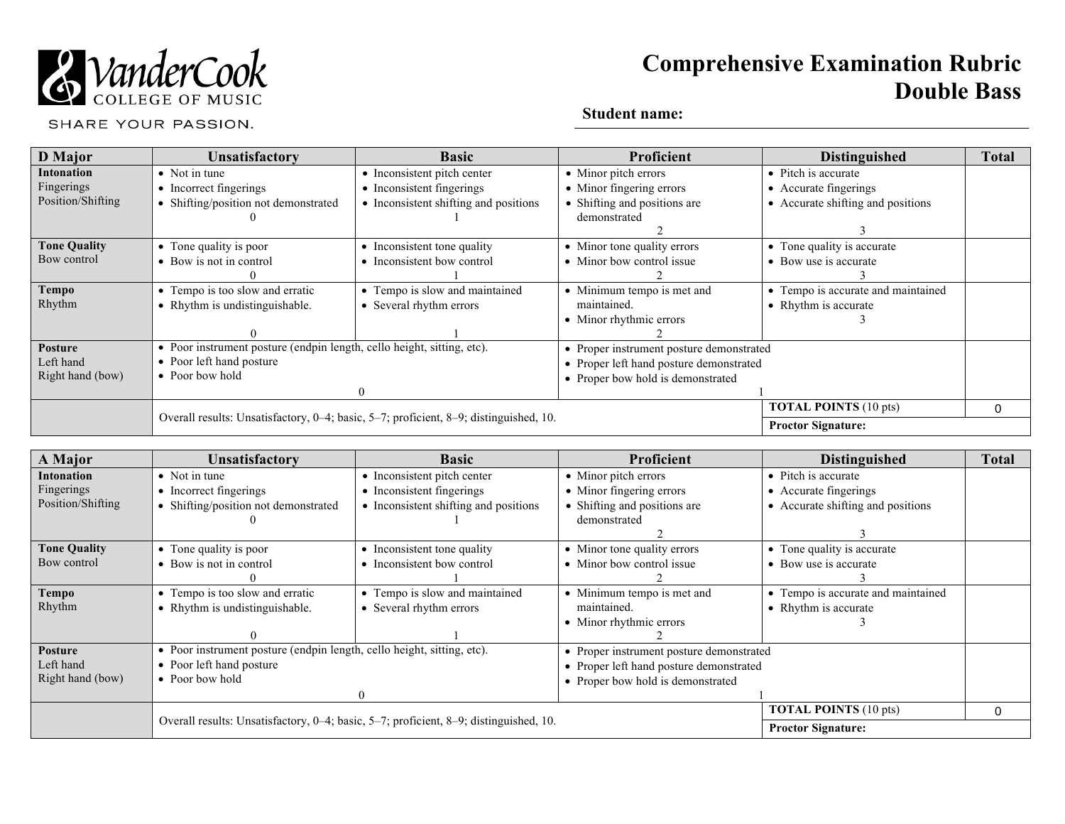VanderCook COLLEGE OF MUSIC

SHARE YOUR PASSION.

# Comprehensive Examination Rubric
# Double Bass

**Student name:**

| D Major | Unsatisfactory | Basic | Proficient | Distinguished | Total |
|---|---|---|---|---|---|
| **Intonation**<br>Fingerings<br>Position/Shifting | • Not in tune<br>• Incorrect fingerings<br>• Shifting/position not demonstrated<br>0 | • Inconsistent pitch center<br>• Inconsistent fingerings<br>• Inconsistent shifting and positions<br>1 | • Minor pitch errors<br>• Minor fingering errors<br>• Shifting and positions are demonstrated<br>2 | • Pitch is accurate<br>• Accurate fingerings<br>• Accurate shifting and positions<br>3 | |
| **Tone Quality**<br>Bow control | • Tone quality is poor<br>• Bow is not in control<br>0 | • Inconsistent tone quality<br>• Inconsistent bow control<br>1 | • Minor tone quality errors<br>• Minor bow control issue<br>2 | • Tone quality is accurate<br>• Bow use is accurate<br>3 | |
| **Tempo**<br>Rhythm | • Tempo is too slow and erratic<br>• Rhythm is undistinguishable.<br>0 | • Tempo is slow and maintained<br>• Several rhythm errors<br>1 | • Minimum tempo is met and maintained.<br>• Minor rhythmic errors<br>2 | • Tempo is accurate and maintained<br>• Rhythm is accurate<br>3 | |
| **Posture**<br>Left hand<br>Right hand (bow) | • Poor instrument posture (endpin length, cello height, sitting, etc).<br>• Poor left hand posture<br>• Poor bow hold<br>0 | | • Proper instrument posture demonstrated<br>• Proper left hand posture demonstrated<br>• Proper bow hold is demonstrated<br>1 | | |
| | Overall results: Unsatisfactory, 0–4; basic, 5–7; proficient, 8–9; distinguished, 10. | | | **TOTAL POINTS** (10 pts) | 0 |
| | | | | **Proctor Signature:** | |

| A Major | Unsatisfactory | Basic | Proficient | Distinguished | Total |
|---|---|---|---|---|---|
| **Intonation**<br>Fingerings<br>Position/Shifting | • Not in tune<br>• Incorrect fingerings<br>• Shifting/position not demonstrated<br>0 | • Inconsistent pitch center<br>• Inconsistent fingerings<br>• Inconsistent shifting and positions<br>1 | • Minor pitch errors<br>• Minor fingering errors<br>• Shifting and positions are demonstrated<br>2 | • Pitch is accurate<br>• Accurate fingerings<br>• Accurate shifting and positions<br>3 | |
| **Tone Quality**<br>Bow control | • Tone quality is poor<br>• Bow is not in control<br>0 | • Inconsistent tone quality<br>• Inconsistent bow control<br>1 | • Minor tone quality errors<br>• Minor bow control issue<br>2 | • Tone quality is accurate<br>• Bow use is accurate<br>3 | |
| **Tempo**<br>Rhythm | • Tempo is too slow and erratic<br>• Rhythm is undistinguishable.<br>0 | • Tempo is slow and maintained<br>• Several rhythm errors<br>1 | • Minimum tempo is met and maintained.<br>• Minor rhythmic errors<br>2 | • Tempo is accurate and maintained<br>• Rhythm is accurate<br>3 | |
| **Posture**<br>Left hand<br>Right hand (bow) | • Poor instrument posture (endpin length, cello height, sitting, etc).<br>• Poor left hand posture<br>• Poor bow hold<br>0 | | • Proper instrument posture demonstrated<br>• Proper left hand posture demonstrated<br>• Proper bow hold is demonstrated<br>1 | | |
| | Overall results: Unsatisfactory, 0–4; basic, 5–7; proficient, 8–9; distinguished, 10. | | | **TOTAL POINTS** (10 pts) | 0 |
| | | | | **Proctor Signature:** | |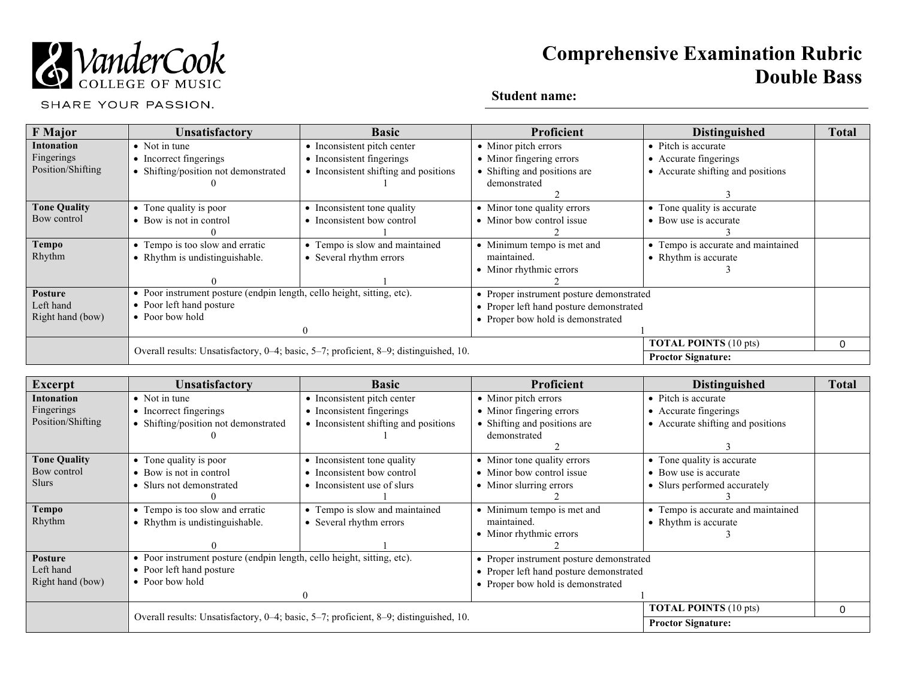VanderCook College of Music

SHARE YOUR PASSION.

# Comprehensive Examination Rubric
## Double Bass

**Student name:**

| F Major | Unsatisfactory | Basic | Proficient | Distinguished | Total |
|---|---|---|---|---|---|
| **Intonation** Fingerings Position/Shifting | • Not in tune • Incorrect fingerings • Shifting/position not demonstrated 0 | • Inconsistent pitch center • Inconsistent fingerings • Inconsistent shifting and positions 1 | • Minor pitch errors • Minor fingering errors • Shifting and positions are demonstrated 2 | • Pitch is accurate • Accurate fingerings • Accurate shifting and positions 3 | |
| **Tone Quality** Bow control | • Tone quality is poor • Bow is not in control 0 | • Inconsistent tone quality • Inconsistent bow control 1 | • Minor tone quality errors • Minor bow control issue 2 | • Tone quality is accurate • Bow use is accurate 3 | |
| **Tempo** Rhythm | • Tempo is too slow and erratic • Rhythm is undistinguishable. 0 | • Tempo is slow and maintained • Several rhythm errors 1 | • Minimum tempo is met and maintained. • Minor rhythmic errors 2 | • Tempo is accurate and maintained • Rhythm is accurate 3 | |
| **Posture** Left hand Right hand (bow) | • Poor instrument posture (endpin length, cello height, sitting, etc). • Poor left hand posture • Poor bow hold 0 | | • Proper instrument posture demonstrated • Proper left hand posture demonstrated • Proper bow hold is demonstrated 1 | | |
| | Overall results: Unsatisfactory, 0–4; basic, 5–7; proficient, 8–9; distinguished, 10. | | | **TOTAL POINTS** (10 pts) | 0 |
| | | | | **Proctor Signature:** | |

| Excerpt | Unsatisfactory | Basic | Proficient | Distinguished | Total |
|---|---|---|---|---|---|
| **Intonation** Fingerings Position/Shifting | • Not in tune • Incorrect fingerings • Shifting/position not demonstrated 0 | • Inconsistent pitch center • Inconsistent fingerings • Inconsistent shifting and positions 1 | • Minor pitch errors • Minor fingering errors • Shifting and positions are demonstrated 2 | • Pitch is accurate • Accurate fingerings • Accurate shifting and positions 3 | |
| **Tone Quality** Bow control Slurs | • Tone quality is poor • Bow is not in control • Slurs not demonstrated 0 | • Inconsistent tone quality • Inconsistent bow control • Inconsistent use of slurs 1 | • Minor tone quality errors • Minor bow control issue • Minor slurring errors 2 | • Tone quality is accurate • Bow use is accurate • Slurs performed accurately 3 | |
| **Tempo** Rhythm | • Tempo is too slow and erratic • Rhythm is undistinguishable. 0 | • Tempo is slow and maintained • Several rhythm errors 1 | • Minimum tempo is met and maintained. • Minor rhythmic errors 2 | • Tempo is accurate and maintained • Rhythm is accurate 3 | |
| **Posture** Left hand Right hand (bow) | • Poor instrument posture (endpin length, cello height, sitting, etc). • Poor left hand posture • Poor bow hold 0 | | • Proper instrument posture demonstrated • Proper left hand posture demonstrated • Proper bow hold is demonstrated 1 | | |
| | Overall results: Unsatisfactory, 0–4; basic, 5–7; proficient, 8–9; distinguished, 10. | | | **TOTAL POINTS** (10 pts) | 0 |
| | | | | **Proctor Signature:** | |